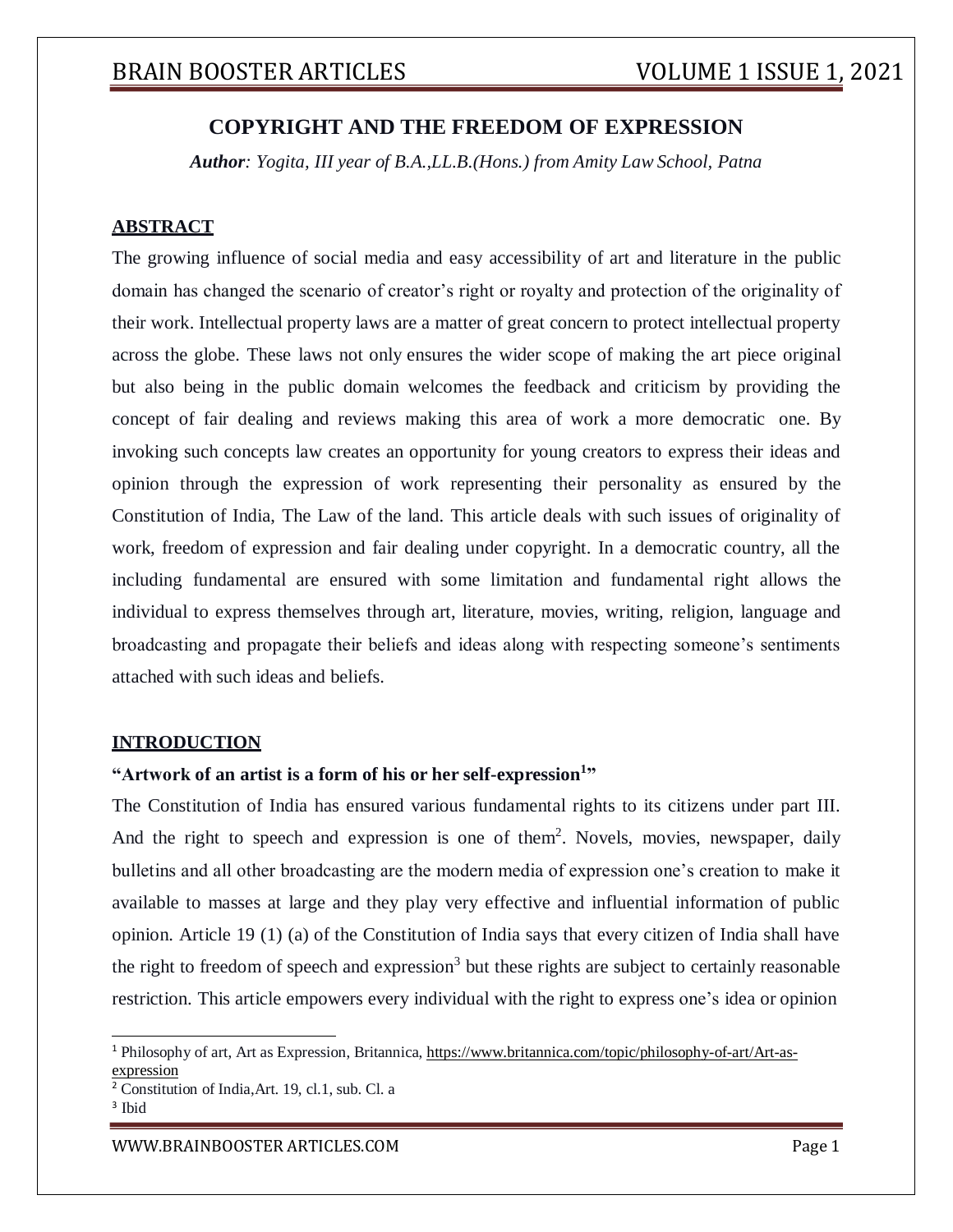# COPYRIGHT AND THE FREEDOM OF EXPRESSION

***Author**: Yogita, III year of B.A.,LL.B.(Hons.) from Amity Law School, Patna*

## ABSTRACT

The growing influence of social media and easy accessibility of art and literature in the public domain has changed the scenario of creator's right or royalty and protection of the originality of their work. Intellectual property laws are a matter of great concern to protect intellectual property across the globe. These laws not only ensures the wider scope of making the art piece original but also being in the public domain welcomes the feedback and criticism by providing the concept of fair dealing and reviews making this area of work a more democratic one. By invoking such concepts law creates an opportunity for young creators to express their ideas and opinion through the expression of work representing their personality as ensured by the Constitution of India, The Law of the land. This article deals with such issues of originality of work, freedom of expression and fair dealing under copyright. In a democratic country, all the including fundamental are ensured with some limitation and fundamental right allows the individual to express themselves through art, literature, movies, writing, religion, language and broadcasting and propagate their beliefs and ideas along with respecting someone's sentiments attached with such ideas and beliefs.

## INTRODUCTION

**"Artwork of an artist is a form of his or her self-expression[1]"**

The Constitution of India has ensured various fundamental rights to its citizens under part III. And the right to speech and expression is one of them[2]. Novels, movies, newspaper, daily bulletins and all other broadcasting are the modern media of expression one's creation to make it available to masses at large and they play very effective and influential information of public opinion. Article 19 (1) (a) of the Constitution of India says that every citizen of India shall have the right to freedom of speech and expression[3] but these rights are subject to certainly reasonable restriction. This article empowers every individual with the right to express one's idea or opinion

---

[1] Philosophy of art, Art as Expression, Britannica, https://www.britannica.com/topic/philosophy-of-art/Art-as-expression

[2] Constitution of India,Art. 19, cl.1, sub. Cl. a

[3] Ibid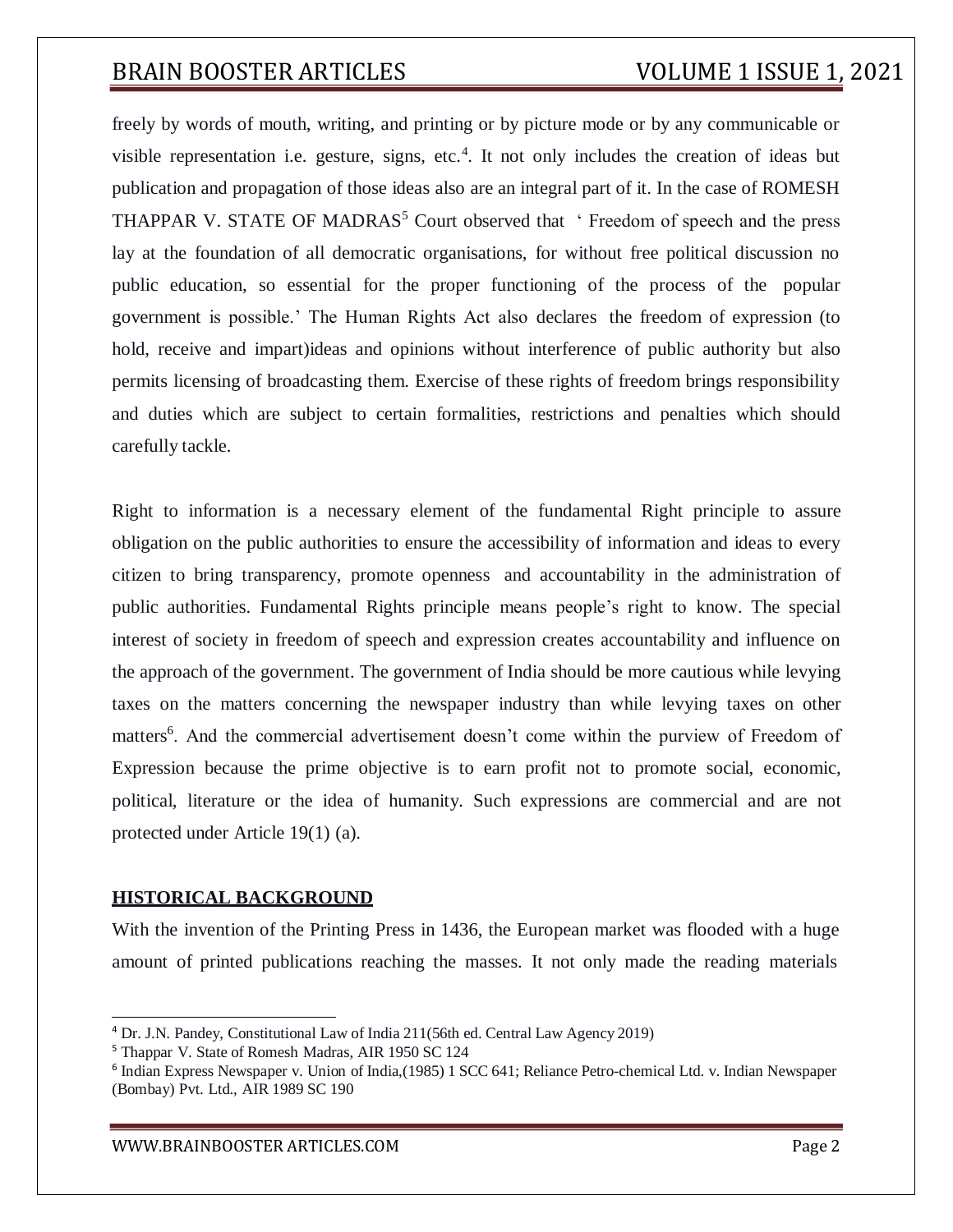freely by words of mouth, writing, and printing or by picture mode or by any communicable or visible representation i.e. gesture, signs, etc.[4]. It not only includes the creation of ideas but publication and propagation of those ideas also are an integral part of it. In the case of ROMESH THAPPAR V. STATE OF MADRAS[5] Court observed that ' Freedom of speech and the press lay at the foundation of all democratic organisations, for without free political discussion no public education, so essential for the proper functioning of the process of the popular government is possible.' The Human Rights Act also declares the freedom of expression (to hold, receive and impart)ideas and opinions without interference of public authority but also permits licensing of broadcasting them. Exercise of these rights of freedom brings responsibility and duties which are subject to certain formalities, restrictions and penalties which should carefully tackle.

Right to information is a necessary element of the fundamental Right principle to assure obligation on the public authorities to ensure the accessibility of information and ideas to every citizen to bring transparency, promote openness and accountability in the administration of public authorities. Fundamental Rights principle means people's right to know. The special interest of society in freedom of speech and expression creates accountability and influence on the approach of the government. The government of India should be more cautious while levying taxes on the matters concerning the newspaper industry than while levying taxes on other matters[6]. And the commercial advertisement doesn't come within the purview of Freedom of Expression because the prime objective is to earn profit not to promote social, economic, political, literature or the idea of humanity. Such expressions are commercial and are not protected under Article 19(1) (a).

## HISTORICAL BACKGROUND

With the invention of the Printing Press in 1436, the European market was flooded with a huge amount of printed publications reaching the masses. It not only made the reading materials

---

[4] Dr. J.N. Pandey, Constitutional Law of India 211(56th ed. Central Law Agency 2019)

[5] Thappar V. State of Romesh Madras, AIR 1950 SC 124

[6] Indian Express Newspaper v. Union of India,(1985) 1 SCC 641; Reliance Petro-chemical Ltd. v. Indian Newspaper (Bombay) Pvt. Ltd., AIR 1989 SC 190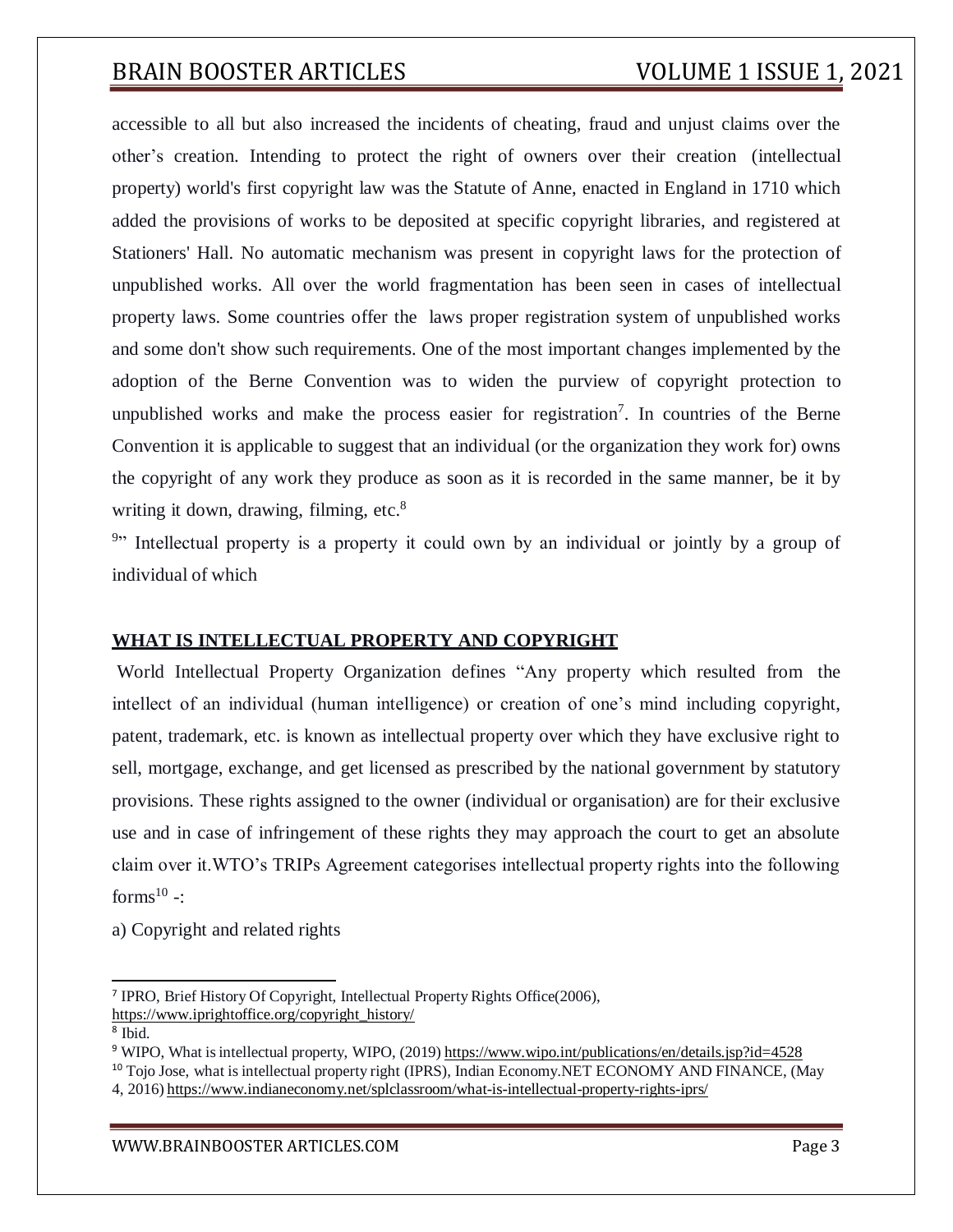accessible to all but also increased the incidents of cheating, fraud and unjust claims over the other's creation. Intending to protect the right of owners over their creation (intellectual property) world's first copyright law was the Statute of Anne, enacted in England in 1710 which added the provisions of works to be deposited at specific copyright libraries, and registered at Stationers' Hall. No automatic mechanism was present in copyright laws for the protection of unpublished works. All over the world fragmentation has been seen in cases of intellectual property laws. Some countries offer the laws proper registration system of unpublished works and some don't show such requirements. One of the most important changes implemented by the adoption of the Berne Convention was to widen the purview of copyright protection to unpublished works and make the process easier for registration[7]. In countries of the Berne Convention it is applicable to suggest that an individual (or the organization they work for) owns the copyright of any work they produce as soon as it is recorded in the same manner, be it by writing it down, drawing, filming, etc.[8]

[9]" Intellectual property is a property it could own by an individual or jointly by a group of individual of which

## WHAT IS INTELLECTUAL PROPERTY AND COPYRIGHT

World Intellectual Property Organization defines "Any property which resulted from the intellect of an individual (human intelligence) or creation of one's mind including copyright, patent, trademark, etc. is known as intellectual property over which they have exclusive right to sell, mortgage, exchange, and get licensed as prescribed by the national government by statutory provisions. These rights assigned to the owner (individual or organisation) are for their exclusive use and in case of infringement of these rights they may approach the court to get an absolute claim over it.WTO's TRIPs Agreement categorises intellectual property rights into the following forms[10] -:

a) Copyright and related rights

---

[7] IPRO, Brief History Of Copyright, Intellectual Property Rights Office(2006), https://www.iprightoffice.org/copyright_history/

[8] Ibid.

[9] WIPO, What is intellectual property, WIPO, (2019) https://www.wipo.int/publications/en/details.jsp?id=4528

[10] Tojo Jose, what is intellectual property right (IPRS), Indian Economy.NET ECONOMY AND FINANCE, (May 4, 2016) https://www.indianeconomy.net/splclassroom/what-is-intellectual-property-rights-iprs/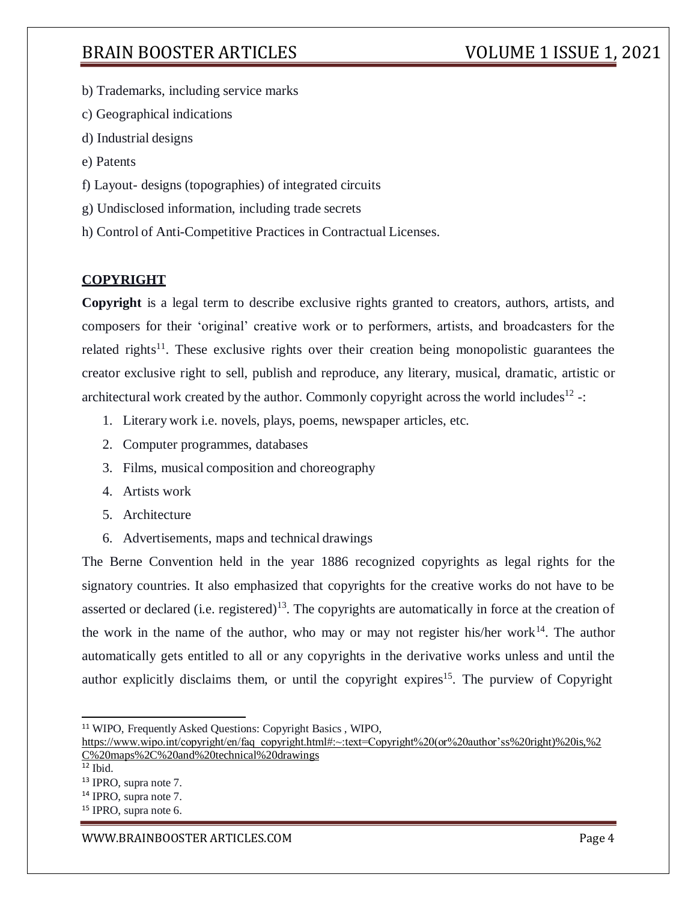b) Trademarks, including service marks

c) Geographical indications

d) Industrial designs

e) Patents

f) Layout- designs (topographies) of integrated circuits

g) Undisclosed information, including trade secrets

h) Control of Anti-Competitive Practices in Contractual Licenses.

## COPYRIGHT

**Copyright** is a legal term to describe exclusive rights granted to creators, authors, artists, and composers for their 'original' creative work or to performers, artists, and broadcasters for the related rights[11]. These exclusive rights over their creation being monopolistic guarantees the creator exclusive right to sell, publish and reproduce, any literary, musical, dramatic, artistic or architectural work created by the author. Commonly copyright across the world includes[12] -:

1. Literary work i.e. novels, plays, poems, newspaper articles, etc.
2. Computer programmes, databases
3. Films, musical composition and choreography
4. Artists work
5. Architecture
6. Advertisements, maps and technical drawings

The Berne Convention held in the year 1886 recognized copyrights as legal rights for the signatory countries. It also emphasized that copyrights for the creative works do not have to be asserted or declared (i.e. registered)[13]. The copyrights are automatically in force at the creation of the work in the name of the author, who may or may not register his/her work[14]. The author automatically gets entitled to all or any copyrights in the derivative works unless and until the author explicitly disclaims them, or until the copyright expires[15]. The purview of Copyright

---

[11] WIPO, Frequently Asked Questions: Copyright Basics , WIPO, https://www.wipo.int/copyright/en/faq_copyright.html#:~:text=Copyright%20(or%20author'ss%20right)%20is,%2C%20maps%2C%20and%20technical%20drawings

[12] Ibid.

[13] IPRO, supra note 7.

[14] IPRO, supra note 7.

[15] IPRO, supra note 6.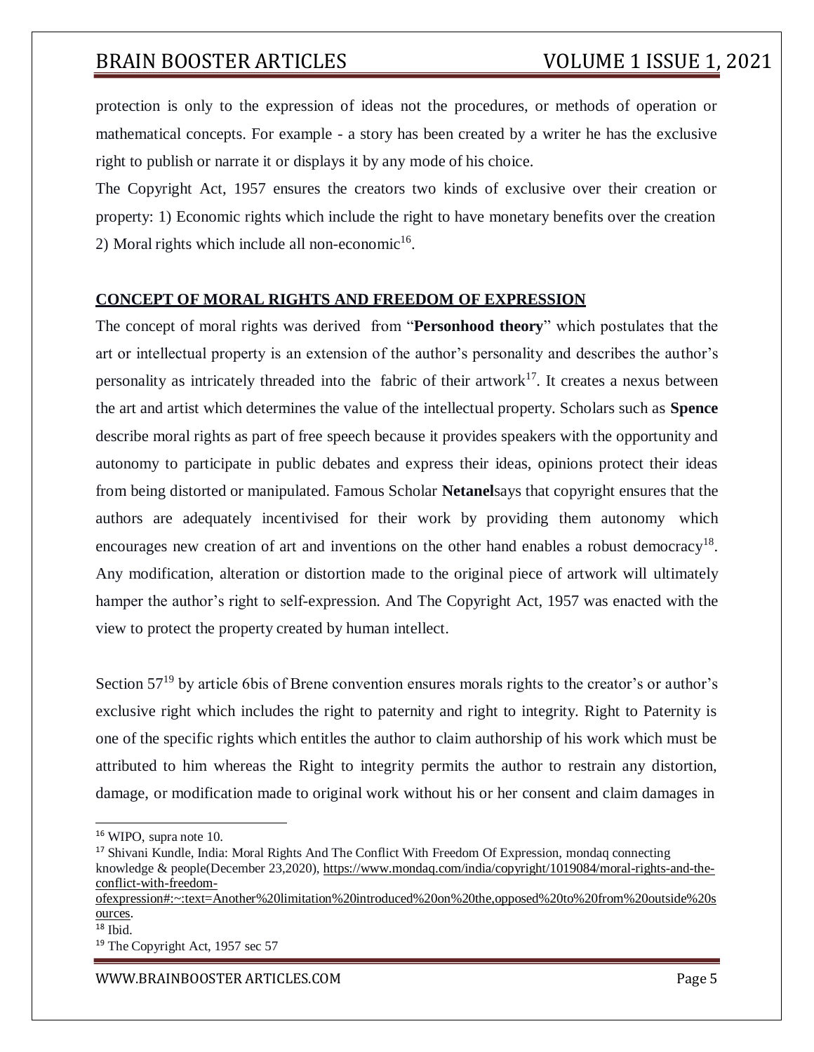protection is only to the expression of ideas not the procedures, or methods of operation or mathematical concepts. For example - a story has been created by a writer he has the exclusive right to publish or narrate it or displays it by any mode of his choice.

The Copyright Act, 1957 ensures the creators two kinds of exclusive over their creation or property: 1) Economic rights which include the right to have monetary benefits over the creation 2) Moral rights which include all non-economic[16].

## CONCEPT OF MORAL RIGHTS AND FREEDOM OF EXPRESSION

The concept of moral rights was derived from "**Personhood theory**" which postulates that the art or intellectual property is an extension of the author's personality and describes the author's personality as intricately threaded into the fabric of their artwork[17]. It creates a nexus between the art and artist which determines the value of the intellectual property. Scholars such as **Spence** describe moral rights as part of free speech because it provides speakers with the opportunity and autonomy to participate in public debates and express their ideas, opinions protect their ideas from being distorted or manipulated. Famous Scholar **Netanel**says that copyright ensures that the authors are adequately incentivised for their work by providing them autonomy which encourages new creation of art and inventions on the other hand enables a robust democracy[18]. Any modification, alteration or distortion made to the original piece of artwork will ultimately hamper the author's right to self-expression. And The Copyright Act, 1957 was enacted with the view to protect the property created by human intellect.

Section 57[19] by article 6bis of Brene convention ensures morals rights to the creator's or author's exclusive right which includes the right to paternity and right to integrity. Right to Paternity is one of the specific rights which entitles the author to claim authorship of his work which must be attributed to him whereas the Right to integrity permits the author to restrain any distortion, damage, or modification made to original work without his or her consent and claim damages in

---

[16] WIPO, supra note 10.

[17] Shivani Kundle, India: Moral Rights And The Conflict With Freedom Of Expression, mondaq connecting knowledge & people(December 23,2020), https://www.mondaq.com/india/copyright/1019084/moral-rights-and-the-conflict-with-freedom-ofexpression#:~:text=Another%20limitation%20introduced%20on%20the,opposed%20to%20from%20outside%20sources.

[18] Ibid.

[19] The Copyright Act, 1957 sec 57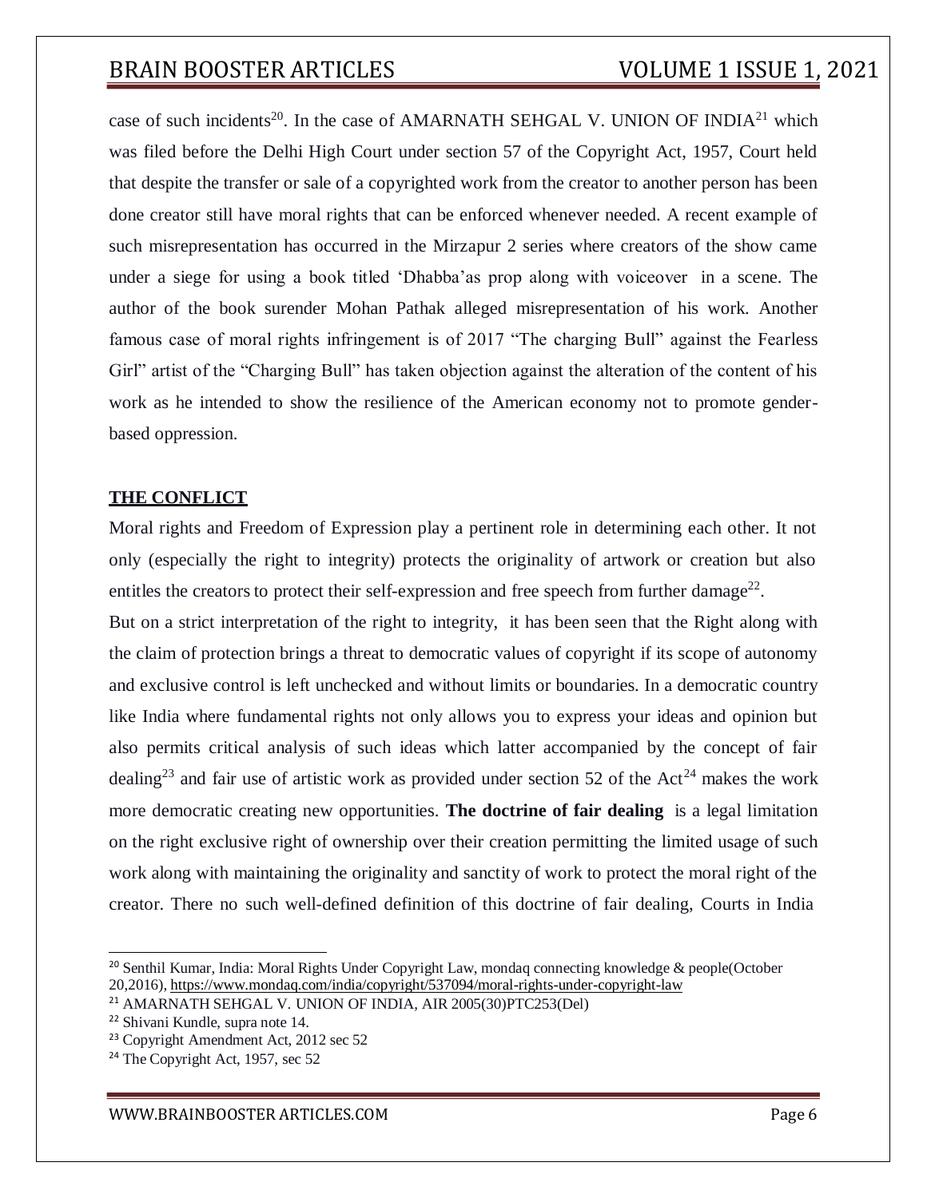case of such incidents[20]. In the case of AMARNATH SEHGAL V. UNION OF INDIA[21] which was filed before the Delhi High Court under section 57 of the Copyright Act, 1957, Court held that despite the transfer or sale of a copyrighted work from the creator to another person has been done creator still have moral rights that can be enforced whenever needed. A recent example of such misrepresentation has occurred in the Mirzapur 2 series where creators of the show came under a siege for using a book titled 'Dhabba'as prop along with voiceover in a scene. The author of the book surender Mohan Pathak alleged misrepresentation of his work. Another famous case of moral rights infringement is of 2017 "The charging Bull" against the Fearless Girl" artist of the "Charging Bull" has taken objection against the alteration of the content of his work as he intended to show the resilience of the American economy not to promote gender-based oppression.

## THE CONFLICT

Moral rights and Freedom of Expression play a pertinent role in determining each other. It not only (especially the right to integrity) protects the originality of artwork or creation but also entitles the creators to protect their self-expression and free speech from further damage[22].

But on a strict interpretation of the right to integrity, it has been seen that the Right along with the claim of protection brings a threat to democratic values of copyright if its scope of autonomy and exclusive control is left unchecked and without limits or boundaries. In a democratic country like India where fundamental rights not only allows you to express your ideas and opinion but also permits critical analysis of such ideas which latter accompanied by the concept of fair dealing[23] and fair use of artistic work as provided under section 52 of the Act[24] makes the work more democratic creating new opportunities. **The doctrine of fair dealing** is a legal limitation on the right exclusive right of ownership over their creation permitting the limited usage of such work along with maintaining the originality and sanctity of work to protect the moral right of the creator. There no such well-defined definition of this doctrine of fair dealing, Courts in India

---

[20] Senthil Kumar, India: Moral Rights Under Copyright Law, mondaq connecting knowledge & people(October 20,2016), https://www.mondaq.com/india/copyright/537094/moral-rights-under-copyright-law

[21] AMARNATH SEHGAL V. UNION OF INDIA, AIR 2005(30)PTC253(Del)

[22] Shivani Kundle, supra note 14.

[23] Copyright Amendment Act, 2012 sec 52

[24] The Copyright Act, 1957, sec 52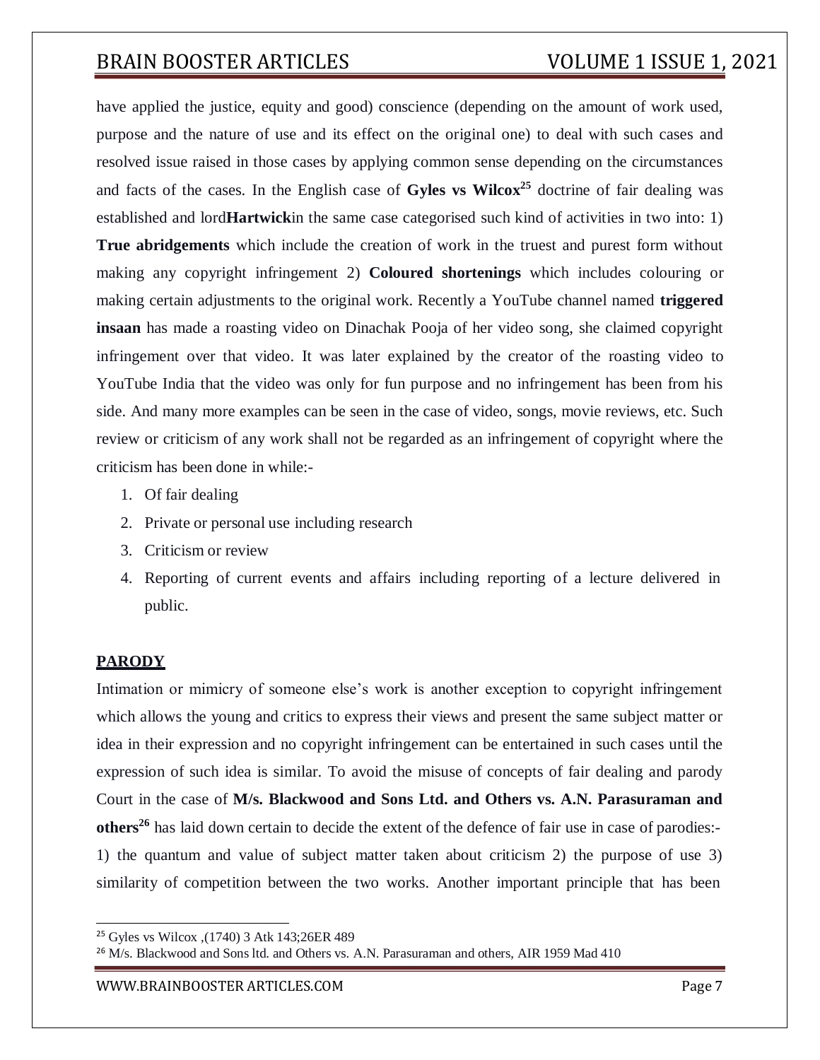have applied the justice, equity and good) conscience (depending on the amount of work used, purpose and the nature of use and its effect on the original one) to deal with such cases and resolved issue raised in those cases by applying common sense depending on the circumstances and facts of the cases. In the English case of **Gyles vs Wilcox**[25] doctrine of fair dealing was established and lord**Hartwick**in the same case categorised such kind of activities in two into: 1) **True abridgements** which include the creation of work in the truest and purest form without making any copyright infringement 2) **Coloured shortenings** which includes colouring or making certain adjustments to the original work. Recently a YouTube channel named **triggered insaan** has made a roasting video on Dinachak Pooja of her video song, she claimed copyright infringement over that video. It was later explained by the creator of the roasting video to YouTube India that the video was only for fun purpose and no infringement has been from his side. And many more examples can be seen in the case of video, songs, movie reviews, etc. Such review or criticism of any work shall not be regarded as an infringement of copyright where the criticism has been done in while:-

1. Of fair dealing
2. Private or personal use including research
3. Criticism or review
4. Reporting of current events and affairs including reporting of a lecture delivered in public.

## PARODY

Intimation or mimicry of someone else's work is another exception to copyright infringement which allows the young and critics to express their views and present the same subject matter or idea in their expression and no copyright infringement can be entertained in such cases until the expression of such idea is similar. To avoid the misuse of concepts of fair dealing and parody Court in the case of **M/s. Blackwood and Sons Ltd. and Others vs. A.N. Parasuraman and others**[26] has laid down certain to decide the extent of the defence of fair use in case of parodies:- 1) the quantum and value of subject matter taken about criticism 2) the purpose of use 3) similarity of competition between the two works. Another important principle that has been

---

[25] Gyles vs Wilcox ,(1740) 3 Atk 143;26ER 489

[26] M/s. Blackwood and Sons ltd. and Others vs. A.N. Parasuraman and others, AIR 1959 Mad 410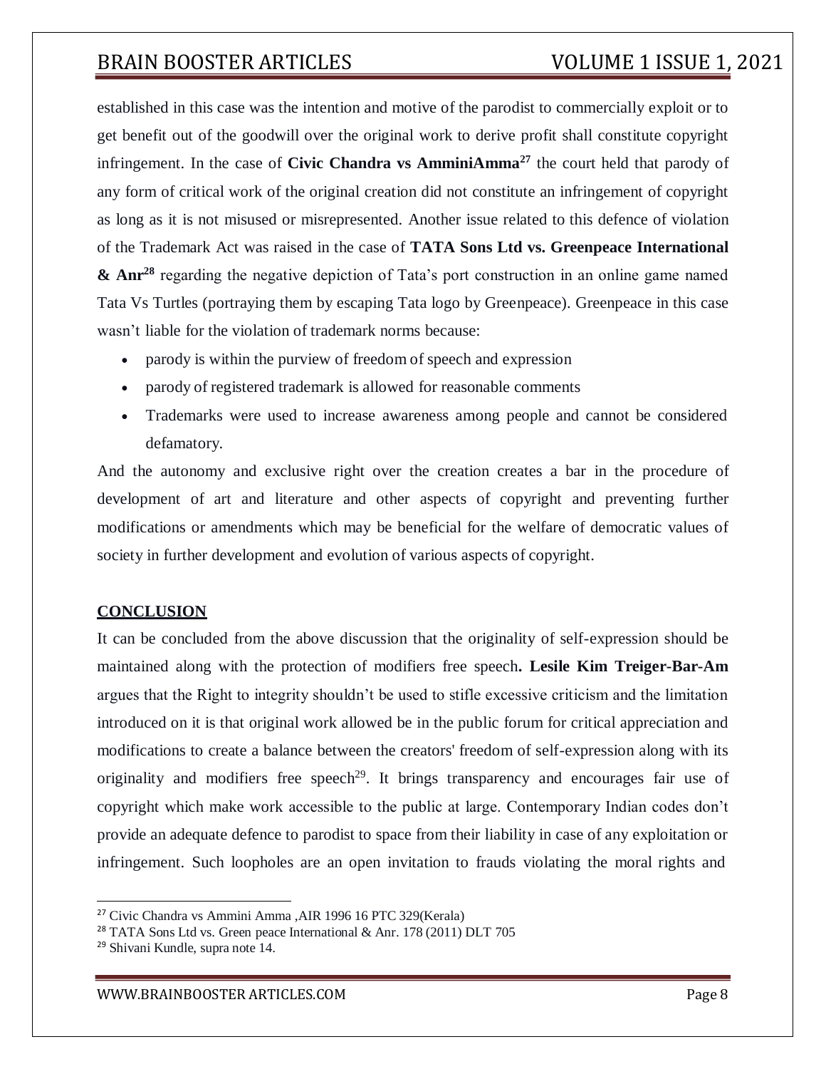established in this case was the intention and motive of the parodist to commercially exploit or to get benefit out of the goodwill over the original work to derive profit shall constitute copyright infringement. In the case of **Civic Chandra vs AmminiAmma**[27] the court held that parody of any form of critical work of the original creation did not constitute an infringement of copyright as long as it is not misused or misrepresented. Another issue related to this defence of violation of the Trademark Act was raised in the case of **TATA Sons Ltd vs. Greenpeace International & Anr**[28] regarding the negative depiction of Tata's port construction in an online game named Tata Vs Turtles (portraying them by escaping Tata logo by Greenpeace). Greenpeace in this case wasn't liable for the violation of trademark norms because:

- parody is within the purview of freedom of speech and expression
- parody of registered trademark is allowed for reasonable comments
- Trademarks were used to increase awareness among people and cannot be considered defamatory.

And the autonomy and exclusive right over the creation creates a bar in the procedure of development of art and literature and other aspects of copyright and preventing further modifications or amendments which may be beneficial for the welfare of democratic values of society in further development and evolution of various aspects of copyright.

## CONCLUSION

It can be concluded from the above discussion that the originality of self-expression should be maintained along with the protection of modifiers free speech**. Lesile Kim Treiger-Bar-Am** argues that the Right to integrity shouldn't be used to stifle excessive criticism and the limitation introduced on it is that original work allowed be in the public forum for critical appreciation and modifications to create a balance between the creators' freedom of self-expression along with its originality and modifiers free speech[29]. It brings transparency and encourages fair use of copyright which make work accessible to the public at large. Contemporary Indian codes don't provide an adequate defence to parodist to space from their liability in case of any exploitation or infringement. Such loopholes are an open invitation to frauds violating the moral rights and

---

[27] Civic Chandra vs Ammini Amma ,AIR 1996 16 PTC 329(Kerala)

[28] TATA Sons Ltd vs. Green peace International & Anr. 178 (2011) DLT 705

[29] Shivani Kundle, supra note 14.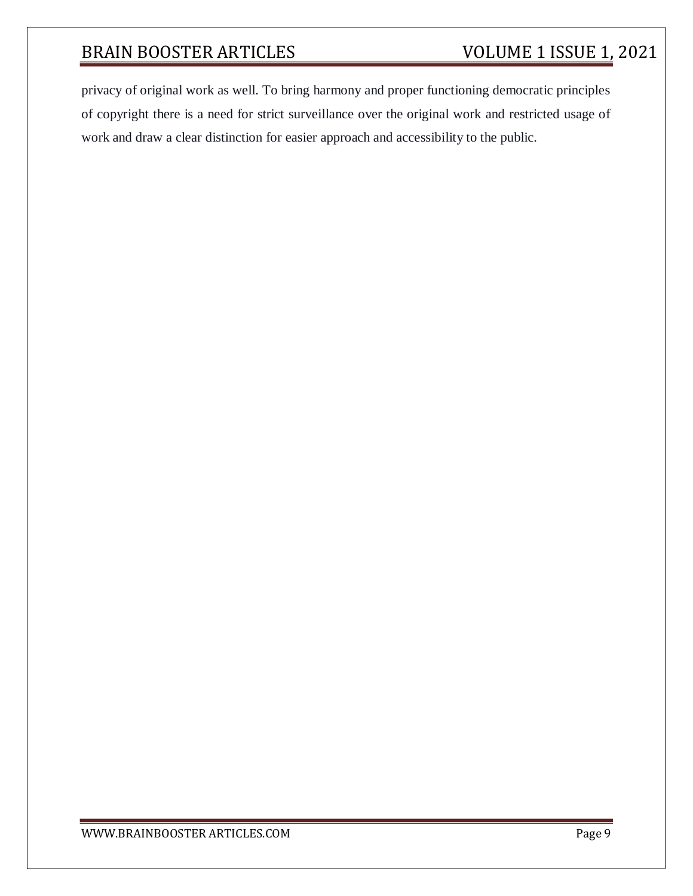privacy of original work as well. To bring harmony and proper functioning democratic principles of copyright there is a need for strict surveillance over the original work and restricted usage of work and draw a clear distinction for easier approach and accessibility to the public.